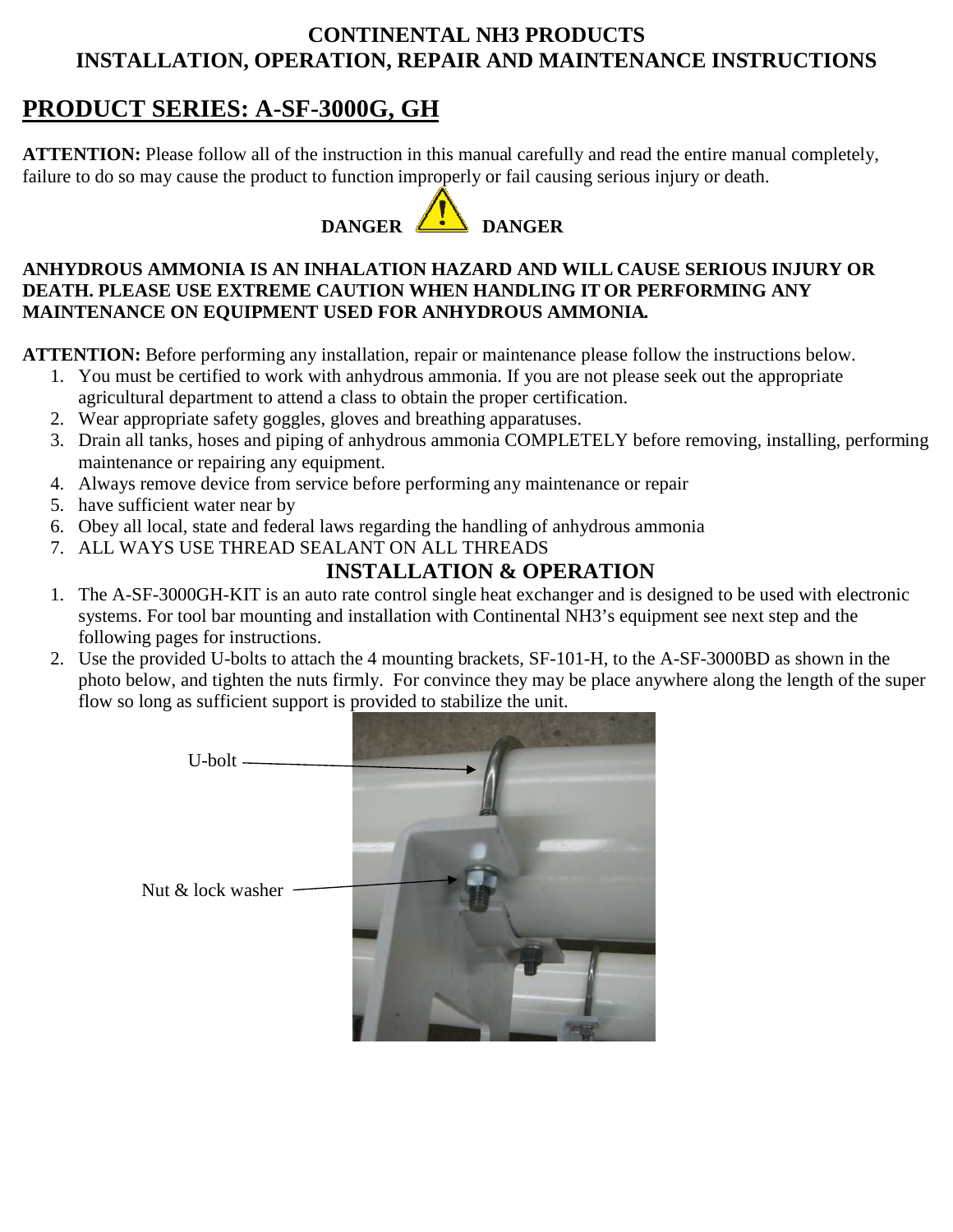**CONTINENTAL NH3 PRODUCTS**
**INSTALLATION, OPERATION, REPAIR AND MAINTENANCE INSTRUCTIONS**

# PRODUCT SERIES: A-SF-3000G, GH

**ATTENTION:** Please follow all of the instruction in this manual carefully and read the entire manual completely, failure to do so may cause the product to function improperly or fail causing serious injury or death.

**DANGER** **DANGER**

**ANHYDROUS AMMONIA IS AN INHALATION HAZARD AND WILL CAUSE SERIOUS INJURY OR DEATH. PLEASE USE EXTREME CAUTION WHEN HANDLING IT OR PERFORMING ANY MAINTENANCE ON EQUIPMENT USED FOR ANHYDROUS AMMONIA.**

**ATTENTION:** Before performing any installation, repair or maintenance please follow the instructions below.

1. You must be certified to work with anhydrous ammonia. If you are not please seek out the appropriate agricultural department to attend a class to obtain the proper certification.
2. Wear appropriate safety goggles, gloves and breathing apparatuses.
3. Drain all tanks, hoses and piping of anhydrous ammonia COMPLETELY before removing, installing, performing maintenance or repairing any equipment.
4. Always remove device from service before performing any maintenance or repair
5. have sufficient water near by
6. Obey all local, state and federal laws regarding the handling of anhydrous ammonia
7. ALL WAYS USE THREAD SEALANT ON ALL THREADS

## INSTALLATION & OPERATION

1. The A-SF-3000GH-KIT is an auto rate control single heat exchanger and is designed to be used with electronic systems. For tool bar mounting and installation with Continental NH3's equipment see next step and the following pages for instructions.
2. Use the provided U-bolts to attach the 4 mounting brackets, SF-101-H, to the A-SF-3000BD as shown in the photo below, and tighten the nuts firmly. For convince they may be place anywhere along the length of the super flow so long as sufficient support is provided to stabilize the unit.

U-bolt

Nut & lock washer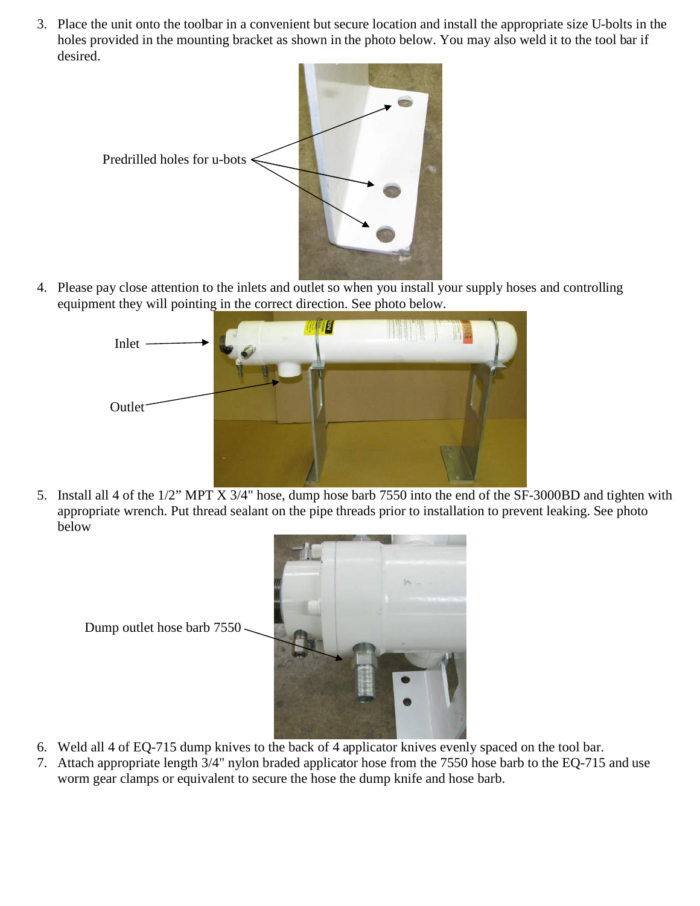3. Place the unit onto the toolbar in a convenient but secure location and install the appropriate size U-bolts in the holes provided in the mounting bracket as shown in the photo below. You may also weld it to the tool bar if desired.

Predrilled holes for u-bots

4. Please pay close attention to the inlets and outlet so when you install your supply hoses and controlling equipment they will pointing in the correct direction. See photo below.

Inlet

Outlet

5. Install all 4 of the 1/2" MPT X 3/4" hose, dump hose barb 7550 into the end of the SF-3000BD and tighten with appropriate wrench. Put thread sealant on the pipe threads prior to installation to prevent leaking. See photo below

Dump outlet hose barb 7550

6. Weld all 4 of EQ-715 dump knives to the back of 4 applicator knives evenly spaced on the tool bar.
7. Attach appropriate length 3/4" nylon braded applicator hose from the 7550 hose barb to the EQ-715 and use worm gear clamps or equivalent to secure the hose the dump knife and hose barb.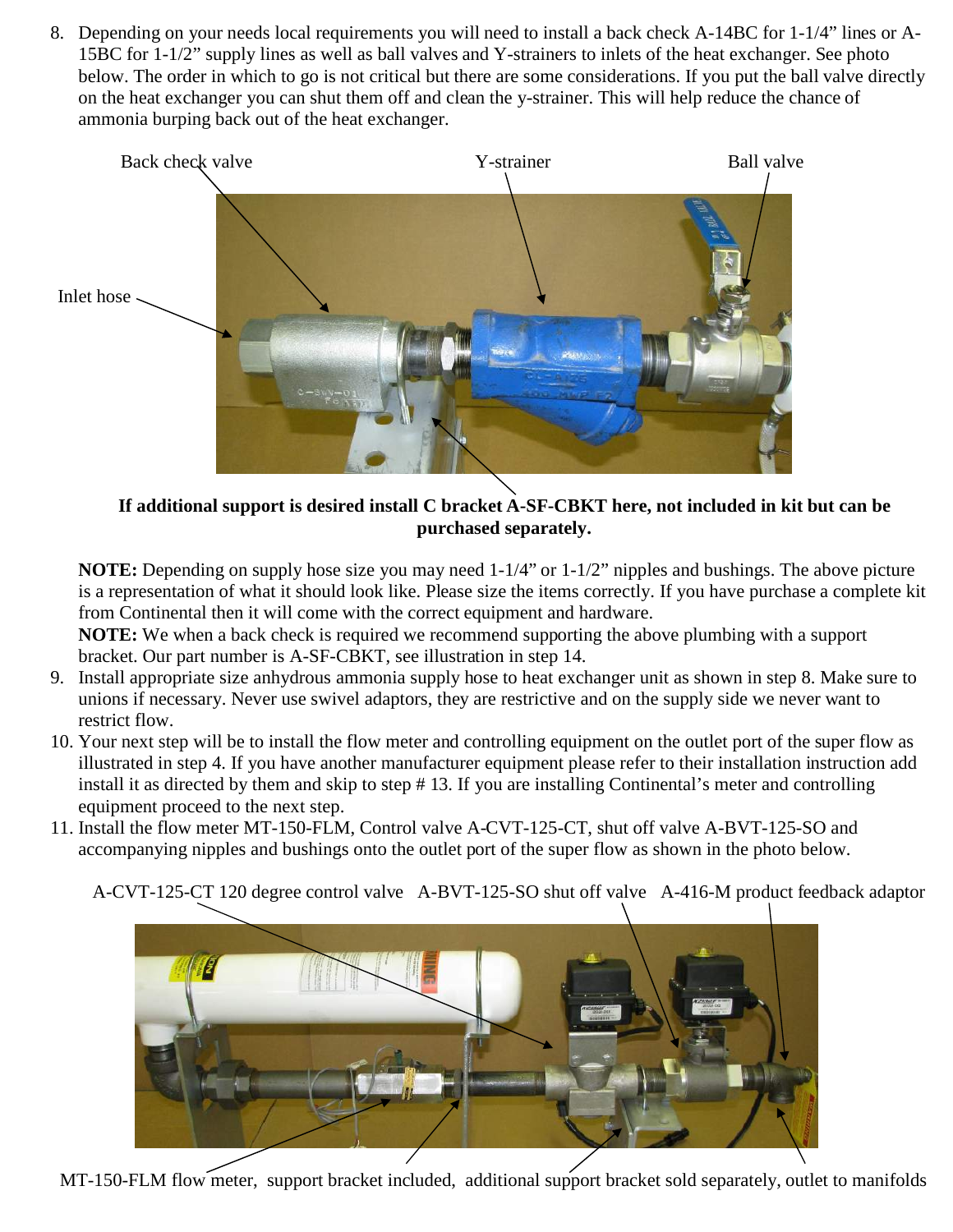8. Depending on your needs local requirements you will need to install a back check A-14BC for 1-1/4" lines or A-15BC for 1-1/2" supply lines as well as ball valves and Y-strainers to inlets of the heat exchanger. See photo below. The order in which to go is not critical but there are some considerations. If you put the ball valve directly on the heat exchanger you can shut them off and clean the y-strainer. This will help reduce the chance of ammonia burping back out of the heat exchanger.

Back check valve  Y-strainer  Ball valve

Inlet hose

**If additional support is desired install C bracket A-SF-CBKT here, not included in kit but can be purchased separately.**

**NOTE:** Depending on supply hose size you may need 1-1/4" or 1-1/2" nipples and bushings. The above picture is a representation of what it should look like. Please size the items correctly. If you have purchase a complete kit from Continental then it will come with the correct equipment and hardware.

**NOTE:** We when a back check is required we recommend supporting the above plumbing with a support bracket. Our part number is A-SF-CBKT, see illustration in step 14.

9. Install appropriate size anhydrous ammonia supply hose to heat exchanger unit as shown in step 8. Make sure to unions if necessary. Never use swivel adaptors, they are restrictive and on the supply side we never want to restrict flow.
10. Your next step will be to install the flow meter and controlling equipment on the outlet port of the super flow as illustrated in step 4. If you have another manufacturer equipment please refer to their installation instruction add install it as directed by them and skip to step # 13. If you are installing Continental's meter and controlling equipment proceed to the next step.
11. Install the flow meter MT-150-FLM, Control valve A-CVT-125-CT, shut off valve A-BVT-125-SO and accompanying nipples and bushings onto the outlet port of the super flow as shown in the photo below.

A-CVT-125-CT 120 degree control valve  A-BVT-125-SO shut off valve  A-416-M product feedback adaptor

MT-150-FLM flow meter, support bracket included, additional support bracket sold separately, outlet to manifolds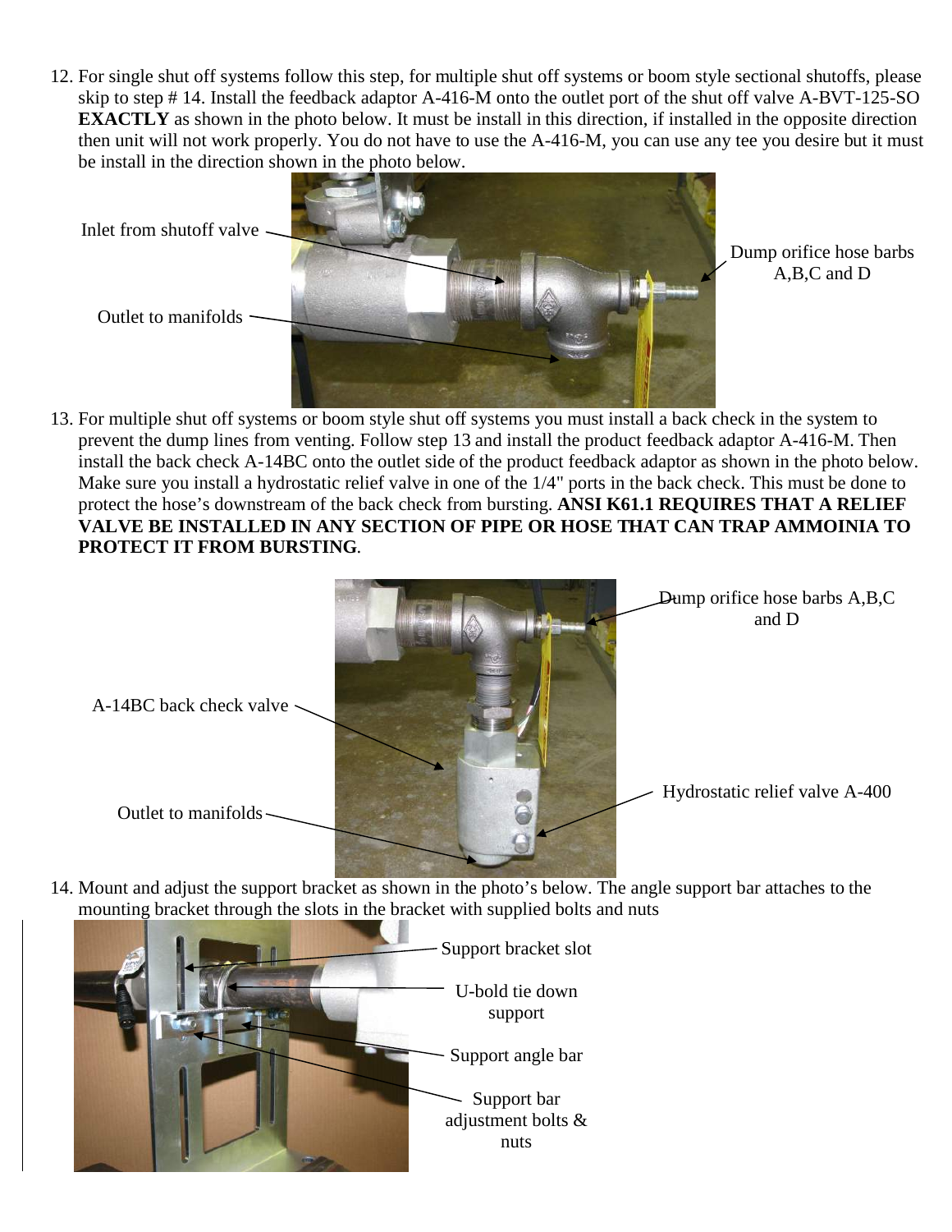12. For single shut off systems follow this step, for multiple shut off systems or boom style sectional shutoffs, please skip to step # 14. Install the feedback adaptor A-416-M onto the outlet port of the shut off valve A-BVT-125-SO **EXACTLY** as shown in the photo below. It must be install in this direction, if installed in the opposite direction then unit will not work properly. You do not have to use the A-416-M, you can use any tee you desire but it must be install in the direction shown in the photo below.

Inlet from shutoff valve

Outlet to manifolds

Dump orifice hose barbs A,B,C and D

13. For multiple shut off systems or boom style shut off systems you must install a back check in the system to prevent the dump lines from venting. Follow step 13 and install the product feedback adaptor A-416-M. Then install the back check A-14BC onto the outlet side of the product feedback adaptor as shown in the photo below. Make sure you install a hydrostatic relief valve in one of the 1/4" ports in the back check. This must be done to protect the hose's downstream of the back check from bursting. **ANSI K61.1 REQUIRES THAT A RELIEF VALVE BE INSTALLED IN ANY SECTION OF PIPE OR HOSE THAT CAN TRAP AMMOINIA TO PROTECT IT FROM BURSTING**.

Dump orifice hose barbs A,B,C and D

A-14BC back check valve

Hydrostatic relief valve A-400

Outlet to manifolds

14. Mount and adjust the support bracket as shown in the photo's below. The angle support bar attaches to the mounting bracket through the slots in the bracket with supplied bolts and nuts

Support bracket slot

U-bold tie down support

Support angle bar

Support bar adjustment bolts & nuts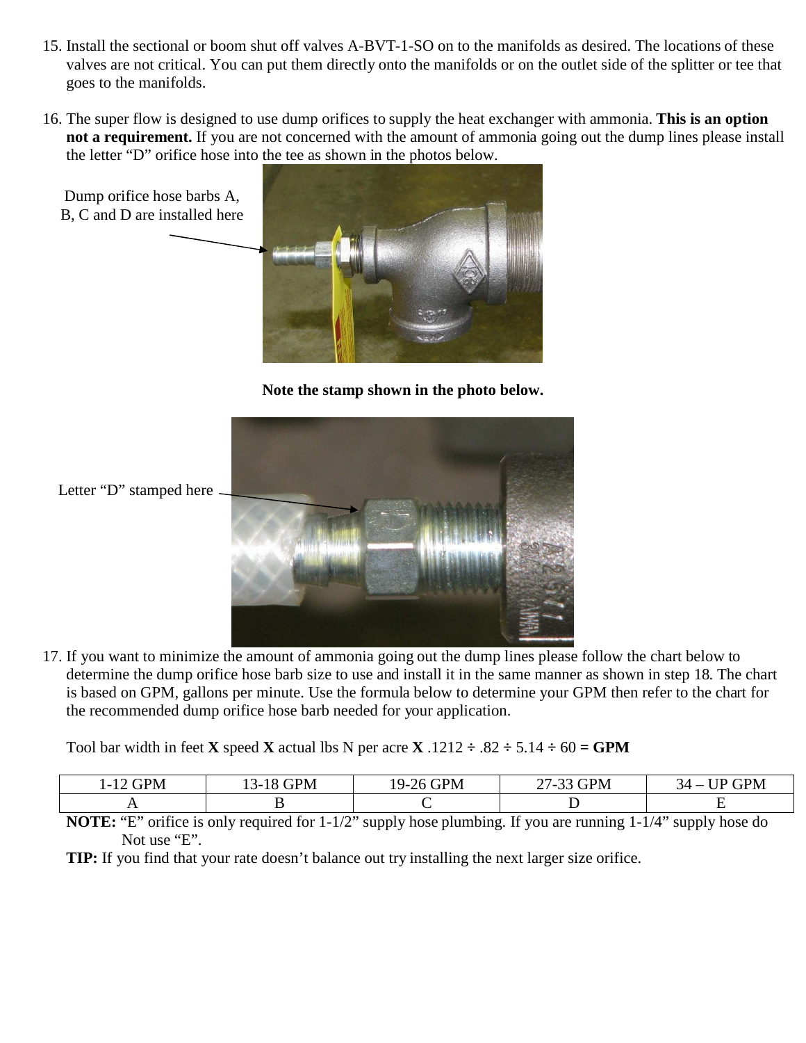15. Install the sectional or boom shut off valves A-BVT-1-SO on to the manifolds as desired. The locations of these valves are not critical. You can put them directly onto the manifolds or on the outlet side of the splitter or tee that goes to the manifolds.

16. The super flow is designed to use dump orifices to supply the heat exchanger with ammonia. **This is an option not a requirement.** If you are not concerned with the amount of ammonia going out the dump lines please install the letter "D" orifice hose into the tee as shown in the photos below.

Dump orifice hose barbs A, B, C and D are installed here

**Note the stamp shown in the photo below.**

Letter "D" stamped here

17. If you want to minimize the amount of ammonia going out the dump lines please follow the chart below to determine the dump orifice hose barb size to use and install it in the same manner as shown in step 18. The chart is based on GPM, gallons per minute. Use the formula below to determine your GPM then refer to the chart for the recommended dump orifice hose barb needed for your application.

    Tool bar width in feet **X** speed **X** actual lbs N per acre **X** .1212 ÷ .82 ÷ 5.14 ÷ 60 **= GPM**

| 1-12 GPM | 13-18 GPM | 19-26 GPM | 27-33 GPM | 34 – UP GPM |
|---|---|---|---|---|
| A | B | C | D | E |

**NOTE:** "E" orifice is only required for 1-1/2" supply hose plumbing. If you are running 1-1/4" supply hose do Not use "E".

**TIP:** If you find that your rate doesn't balance out try installing the next larger size orifice.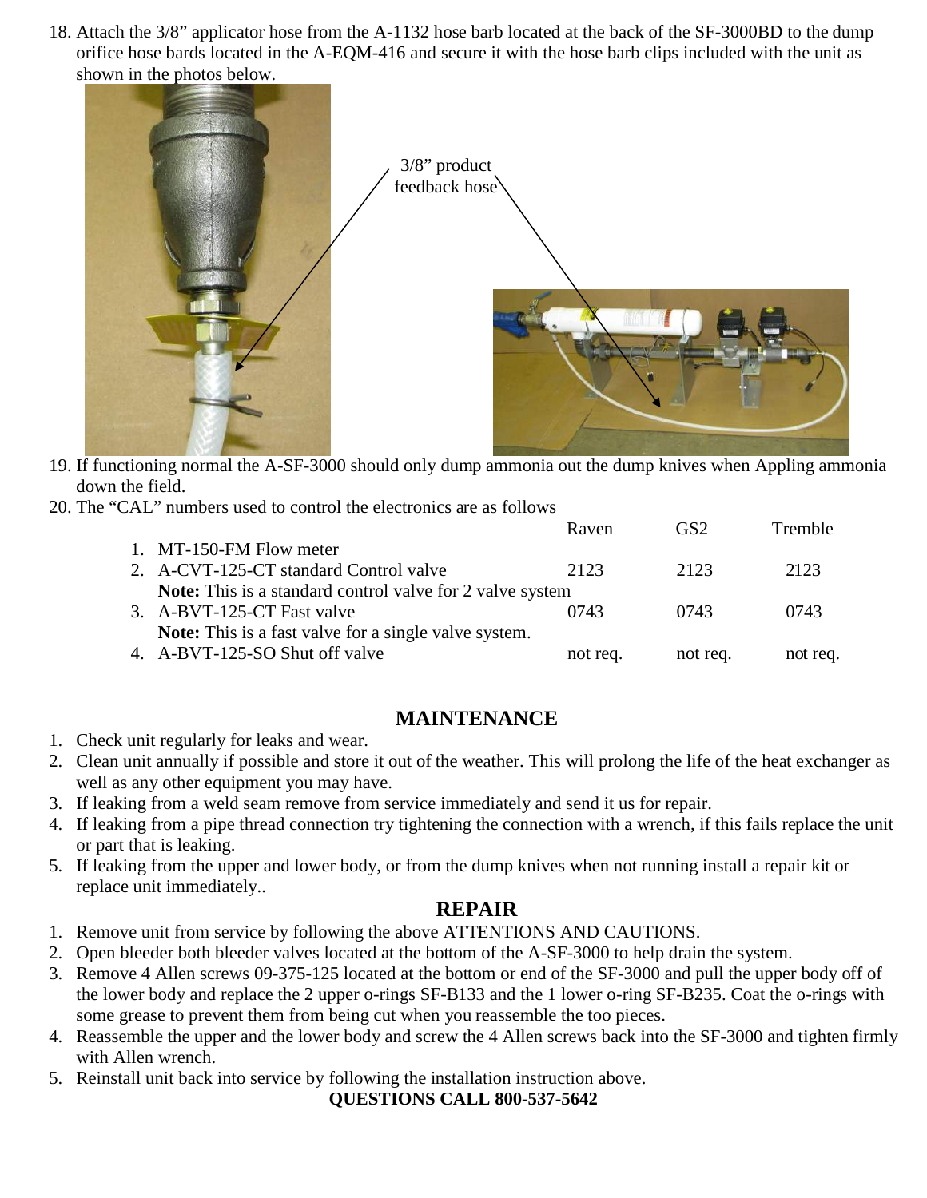18. Attach the 3/8" applicator hose from the A-1132 hose barb located at the back of the SF-3000BD to the dump orifice hose bards located in the A-EQM-416 and secure it with the hose barb clips included with the unit as shown in the photos below.

3/8" product feedback hose

19. If functioning normal the A-SF-3000 should only dump ammonia out the dump knives when Appling ammonia down the field.
20. The "CAL" numbers used to control the electronics are as follows

| | Raven | GS2 | Tremble |
|---|---|---|---|
| 1. MT-150-FM Flow meter | | | |
| 2. A-CVT-125-CT standard Control valve | 2123 | 2123 | 2123 |
| **Note:** This is a standard control valve for 2 valve system | | | |
| 3. A-BVT-125-CT Fast valve | 0743 | 0743 | 0743 |
| **Note:** This is a fast valve for a single valve system. | | | |
| 4. A-BVT-125-SO Shut off valve | not req. | not req. | not req. |

## MAINTENANCE

1. Check unit regularly for leaks and wear.
2. Clean unit annually if possible and store it out of the weather. This will prolong the life of the heat exchanger as well as any other equipment you may have.
3. If leaking from a weld seam remove from service immediately and send it us for repair.
4. If leaking from a pipe thread connection try tightening the connection with a wrench, if this fails replace the unit or part that is leaking.
5. If leaking from the upper and lower body, or from the dump knives when not running install a repair kit or replace unit immediately..

## REPAIR

1. Remove unit from service by following the above ATTENTIONS AND CAUTIONS.
2. Open bleeder both bleeder valves located at the bottom of the A-SF-3000 to help drain the system.
3. Remove 4 Allen screws 09-375-125 located at the bottom or end of the SF-3000 and pull the upper body off of the lower body and replace the 2 upper o-rings SF-B133 and the 1 lower o-ring SF-B235. Coat the o-rings with some grease to prevent them from being cut when you reassemble the too pieces.
4. Reassemble the upper and the lower body and screw the 4 Allen screws back into the SF-3000 and tighten firmly with Allen wrench.
5. Reinstall unit back into service by following the installation instruction above.

**QUESTIONS CALL 800-537-5642**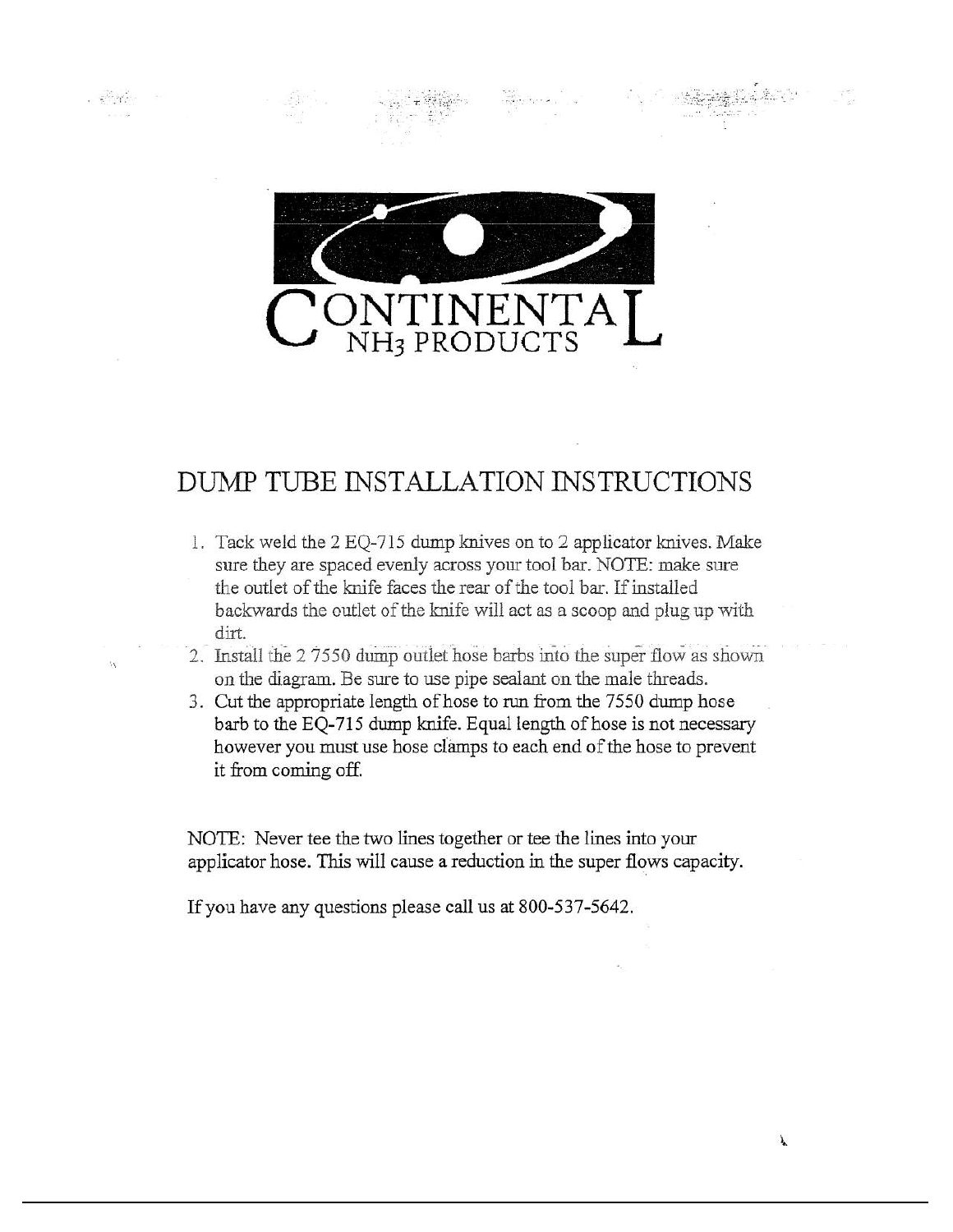CONTINENTAL
NH3 PRODUCTS

# DUMP TUBE INSTALLATION INSTRUCTIONS

1. Tack weld the 2 EQ-715 dump knives on to 2 applicator knives. Make sure they are spaced evenly across your tool bar. NOTE: make sure the outlet of the knife faces the rear of the tool bar. If installed backwards the outlet of the knife will act as a scoop and plug up with dirt.
2. Install the 2 7550 dump outlet hose barbs into the super flow as shown on the diagram. Be sure to use pipe sealant on the male threads.
3. Cut the appropriate length of hose to run from the 7550 dump hose barb to the EQ-715 dump knife. Equal length of hose is not necessary however you must use hose clamps to each end of the hose to prevent it from coming off.

NOTE: Never tee the two lines together or tee the lines into your applicator hose. This will cause a reduction in the super flows capacity.

If you have any questions please call us at 800-537-5642.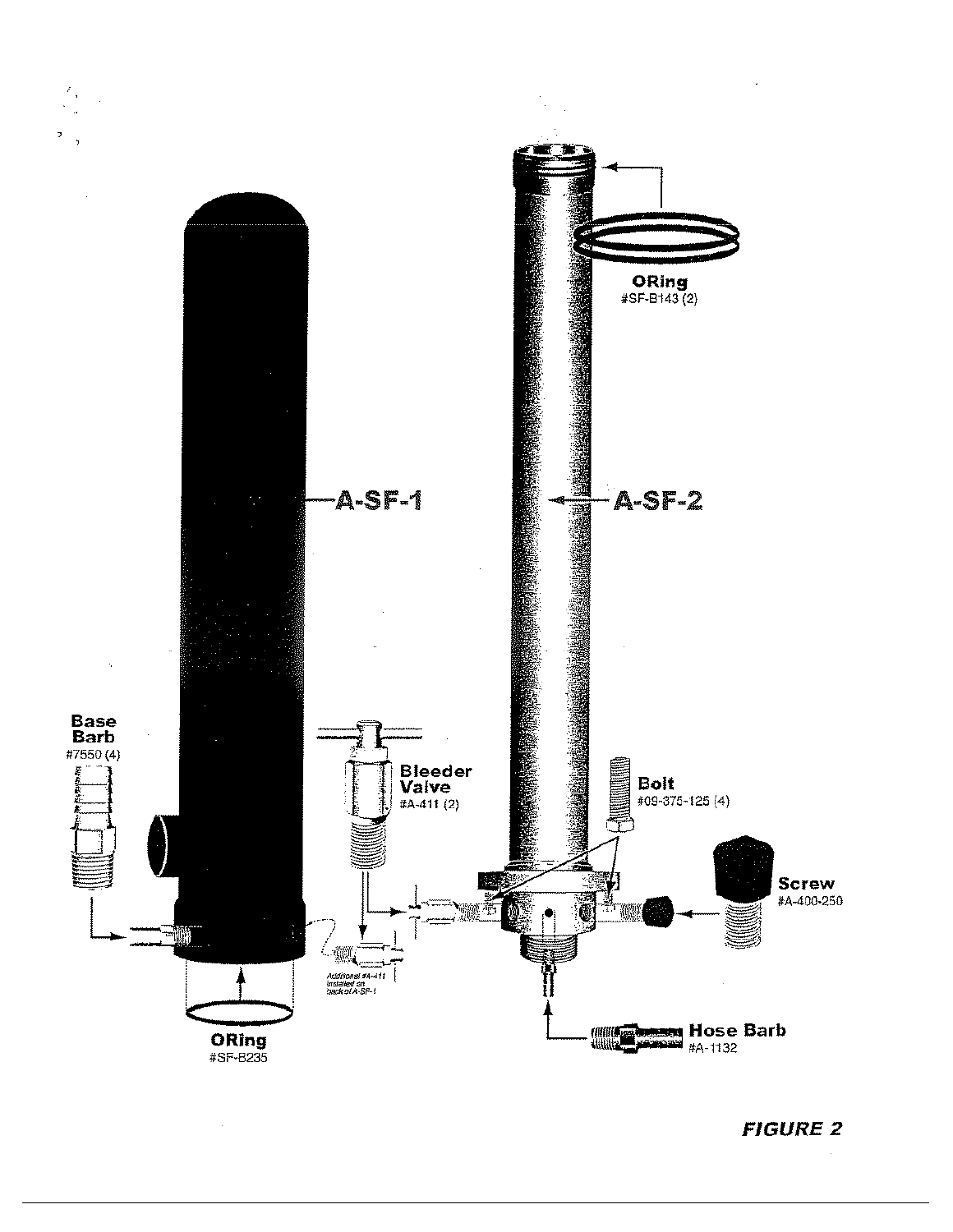ORing
#SF-B143 (2)

A-SF-1

A-SF-2

Base Barb
#7550 (4)

Bleeder Valve
#A-411 (2)

Bolt
#09-375-125 (4)

Screw
#A-400-250

Additional #A-411 installed on back of A-SF-1

Hose Barb
#A-1132

ORing
#SF-B235

*FIGURE 2*